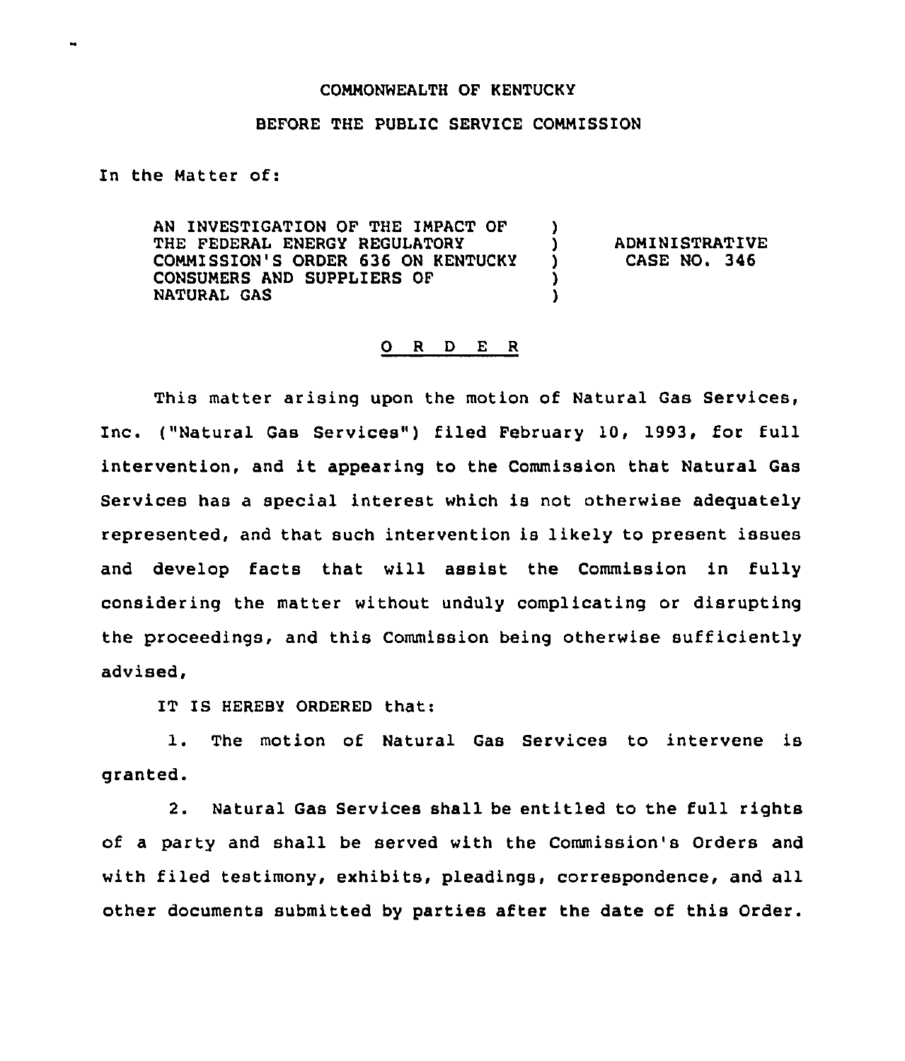COMMONWEALTH OF KENTUCKY

BEFORE THE PUBLIC SERVICE COMMISSION

In the Matter of:

| | | |
|---|---|---|
| AN INVESTIGATION OF THE IMPACT OF THE FEDERAL ENERGY REGULATORY COMMISSION'S ORDER 636 ON KENTUCKY CONSUMERS AND SUPPLIERS OF NATURAL GAS | ) ) ) ) ) | ADMINISTRATIVE CASE NO. 346 |

## O R D E R

This matter arising upon the motion of Natural Gas Services, Inc. ("Natural Gas Services") filed February 10, 1993, for full intervention, and it appearing to the Commission that Natural Gas Services has a special interest which is not otherwise adequately represented, and that such intervention is likely to present issues and develop facts that will assist the Commission in fully considering the matter without unduly complicating or disrupting the proceedings, and this Commission being otherwise sufficiently advised,

IT IS HEREBY ORDERED that:

1. The motion of Natural Gas Services to intervene is granted.

2. Natural Gas Services shall be entitled to the full rights of a party and shall be served with the Commission's Orders and with filed testimony, exhibits, pleadings, correspondence, and all other documents submitted by parties after the date of this Order.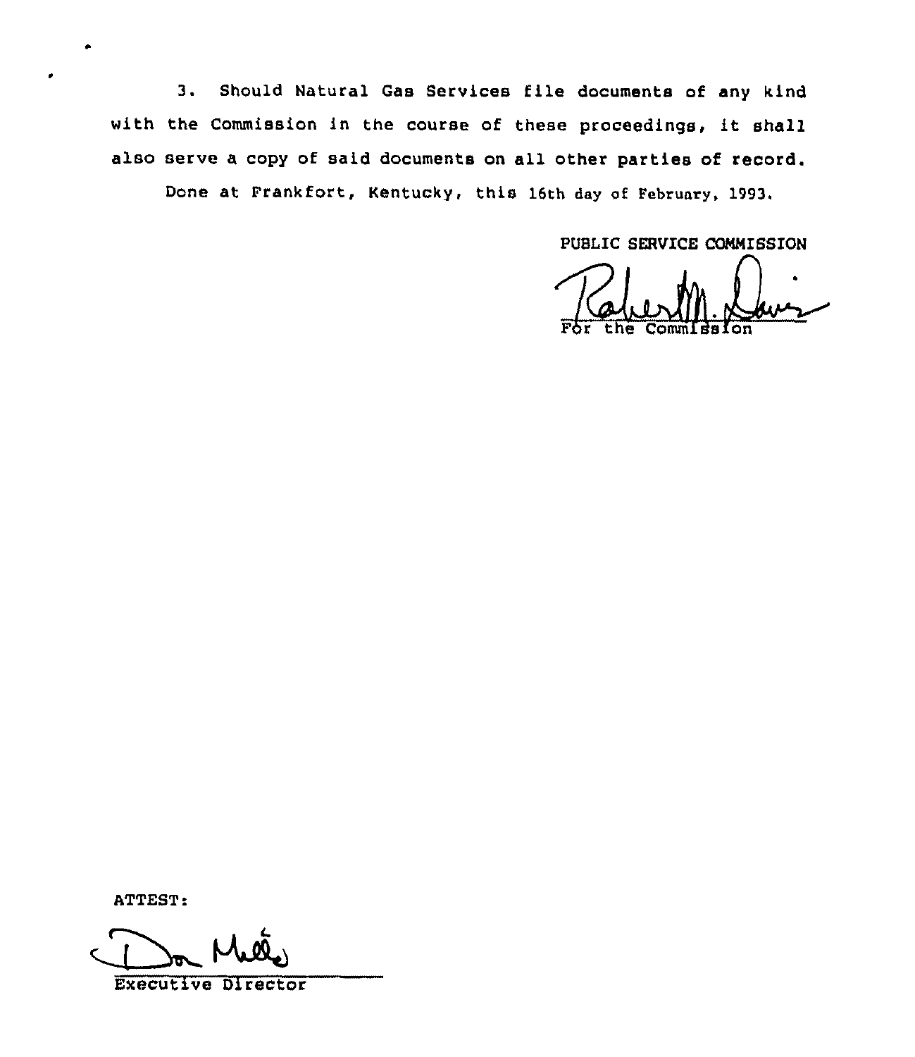3. Should Natural Gas Services file documents of any kind with the Commission in the course of these proceedings, it shall also serve a copy of said documents on all other parties of record.

Done at Frankfort, Kentucky, this 16th day of February, 1993.

PUBLIC SERVICE COMMISSION

For the Commission

ATTEST:

Executive Director